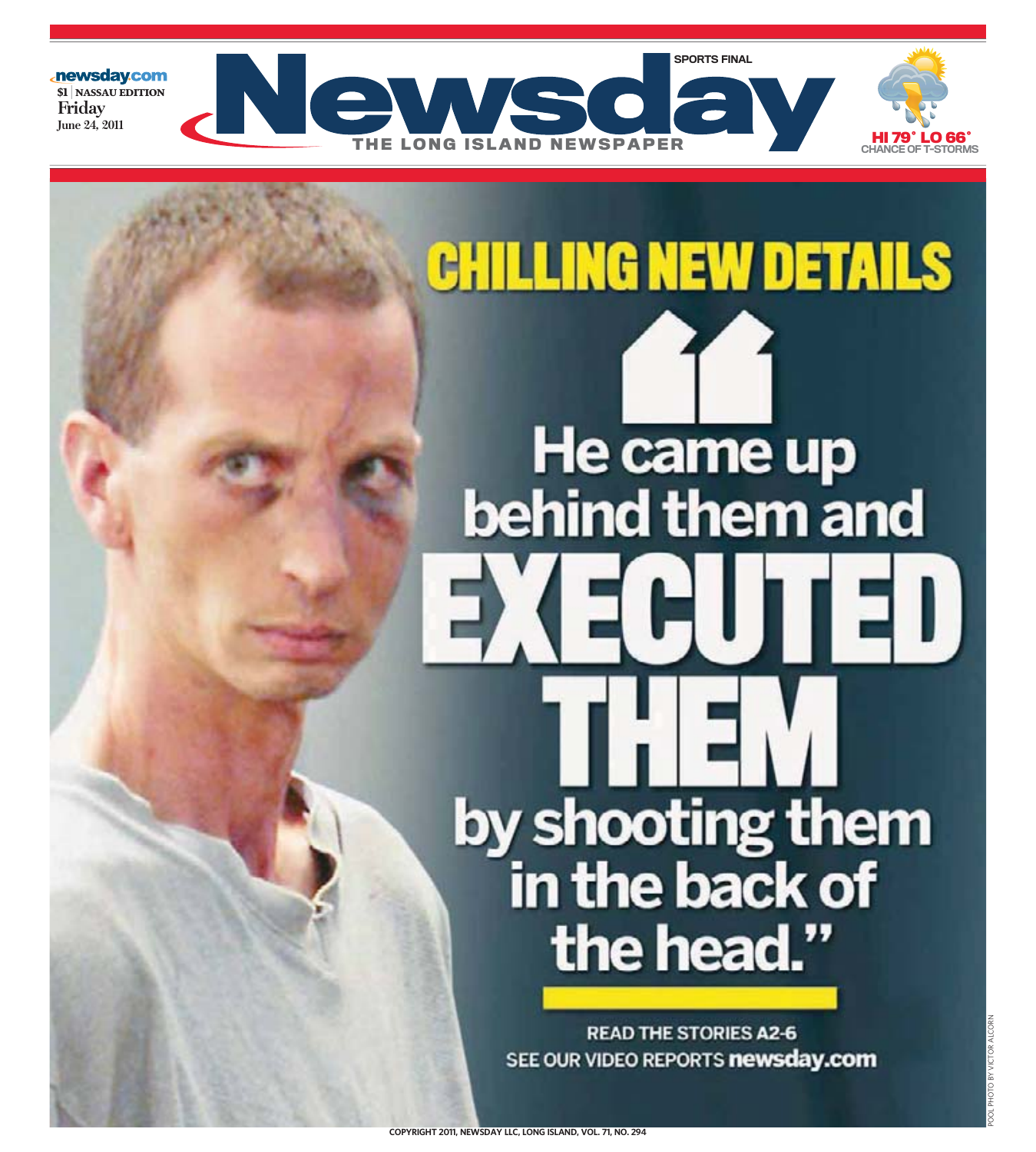newsday.com
$1 | NASSAU EDITION
Friday
June 24, 2011

SPORTS FINAL

# Newsday

THE LONG ISLAND NEWSPAPER

HI 79° LO 66°
CHANCE OF T-STORMS

## CHILLING NEW DETAILS

# "He came up behind them and EXECUTED THEM by shooting them in the back of the head."

READ THE STORIES A2-6
SEE OUR VIDEO REPORTS **newsday.com**

POOL PHOTO BY VICTOR ALCORN

COPYRIGHT 2011, NEWSDAY LLC, LONG ISLAND, VOL. 71, NO. 294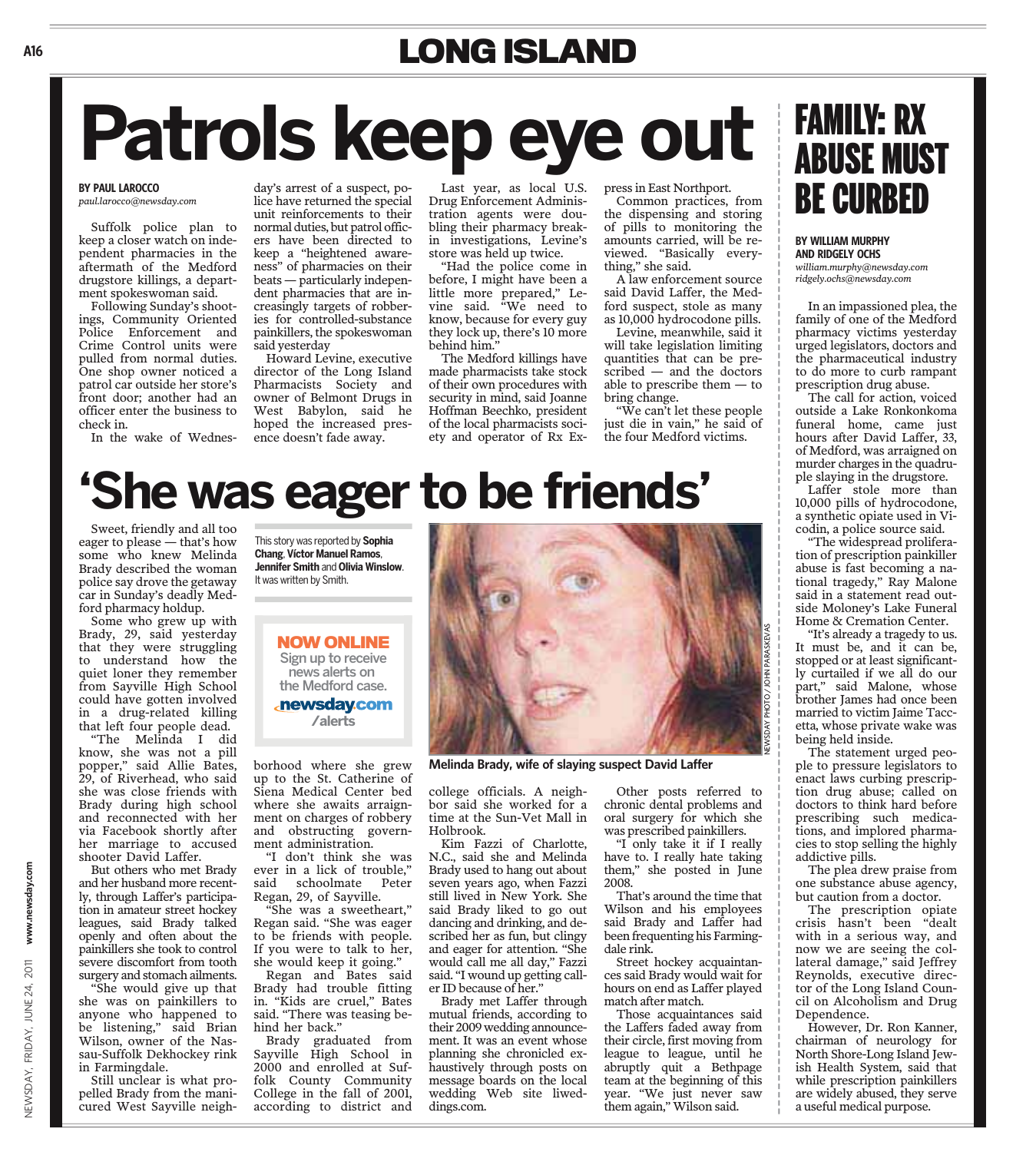# Patrols keep eye out

**BY PAUL LAROCCO**
*paul.larocco@newsday.com*

Suffolk police plan to keep a closer watch on independent pharmacies in the aftermath of the Medford drugstore killings, a department spokeswoman said.

Following Sunday's shootings, Community Oriented Police Enforcement and Crime Control units were pulled from normal duties. One shop owner noticed a patrol car outside her store's front door; another had an officer enter the business to check in.

In the wake of Wednesday's arrest of a suspect, police have returned the special unit reinforcements to their normal duties, but patrol officers have been directed to keep a "heightened awareness" of pharmacies on their beats — particularly independent pharmacies that are increasingly targets of robberies for controlled-substance painkillers, the spokeswoman said yesterday.

Howard Levine, executive director of the Long Island Pharmacists Society and owner of Belmont Drugs in West Babylon, said he hoped the increased presence doesn't fade away.

Last year, as local U.S. Drug Enforcement Administration agents were doubling their pharmacy break-in investigations, Levine's store was held up twice.

"Had the police come in before, I might have been a little more prepared," Levine said. "We need to know, because for every guy they lock up, there's 10 more behind him."

The Medford killings have made pharmacists take stock of their own procedures with security in mind, said Joanne Hoffman Beechko, president of the local pharmacists society and operator of Rx Express in East Northport.

Common practices, from the dispensing and storing of pills to monitoring the amounts carried, will be reviewed. "Basically everything," she said.

A law enforcement source said David Laffer, the Medford suspect, stole as many as 10,000 hydrocodone pills.

Levine, meanwhile, said it will take legislation limiting quantities that can be prescribed — and the doctors able to prescribe them — to bring change.

"We can't let these people just die in vain," he said of the four Medford victims.

# 'She was eager to be friends'

This story was reported by **Sophia Chang**, **Víctor Manuel Ramos**, **Jennifer Smith** and **Olivia Winslow**. It was written by Smith.

**NOW ONLINE**
Sign up to receive news alerts on the Medford case.
newsday.com/alerts

Sweet, friendly and all too eager to please — that's how some who knew Melinda Brady described the woman police say drove the getaway car in Sunday's deadly Medford pharmacy holdup.

Some who grew up with Brady, 29, said yesterday that they were struggling to understand how the quiet loner they remember from Sayville High School could have gotten involved in a drug-related killing that left four people dead.

"The Melinda I did know, she was not a pill popper," said Allie Bates, 29, of Riverhead, who said she was close friends with Brady during high school and reconnected with her via Facebook shortly after her marriage to accused shooter David Laffer.

But others who met Brady and her husband more recently, through Laffer's participation in amateur street hockey leagues, said Brady talked openly and often about the painkillers she took to control severe discomfort from tooth surgery and stomach ailments.

"She would give up that she was on painkillers to anyone who happened to be listening," said Brian Wilson, owner of the Nassau-Suffolk Dekhockey rink in Farmingdale.

Still unclear is what propelled Brady from the manicured West Sayville neighborhood where she grew up to the St. Catherine of Siena Medical Center bed where she awaits arraignment on charges of robbery and obstructing government administration.

"I don't think she was ever in a lick of trouble," said schoolmate Peter Regan, 29, of Sayville.

"She was a sweetheart," Regan said. "She was eager to be friends with people. If you were to talk to her, she would keep it going."

Regan and Bates said Brady had trouble fitting in. "Kids are cruel," Bates said. "There was teasing behind her back."

Brady graduated from Sayville High School in 2000 and enrolled at Suffolk County Community College in the fall of 2001, according to district and college officials. A neighbor said she worked for a time at the Sun-Vet Mall in Holbrook.

Kim Fazzi of Charlotte, N.C., said she and Melinda Brady used to hang out about seven years ago, when Fazzi still lived in New York. She said Brady liked to go out dancing and drinking, and described her as fun, but clingy and eager for attention. "She would call me all day," Fazzi said. "I wound up getting caller ID because of her."

Brady met Laffer through mutual friends, according to their 2009 wedding announcement. It was an event whose planning she chronicled exhaustively through posts on message boards on the local wedding Web site liweddings.com.

Other posts referred to chronic dental problems and oral surgery for which she was prescribed painkillers.

"I only take it if I really have to. I really hate taking them," she posted in June 2008.

That's around the time that Wilson and his employees said Brady and Laffer had been frequenting his Farmingdale rink.

Street hockey acquaintances said Brady would wait for hours on end as Laffer played match after match.

Those acquaintances said the Laffers faded away from their circle, first moving from league to league, until he abruptly quit a Bethpage team at the beginning of this year. "We just never saw them again," Wilson said.

NEWSDAY PHOTO / JOHN PARASKEVAS

**Melinda Brady, wife of slaying suspect David Laffer**

# FAMILY: RX ABUSE MUST BE CURBED

**BY WILLIAM MURPHY AND RIDGELY OCHS**
*william.murphy@newsday.com*
*ridgely.ochs@newsday.com*

In an impassioned plea, the family of one of the Medford pharmacy victims yesterday urged legislators, doctors and the pharmaceutical industry to do more to curb rampant prescription drug abuse.

The call for action, voiced outside a Lake Ronkonkoma funeral home, came just hours after David Laffer, 33, of Medford, was arraigned on murder charges in the quadruple slaying in the drugstore.

Laffer stole more than 10,000 pills of hydrocodone, a synthetic opiate used in Vicodin, a police source said.

"The widespread proliferation of prescription painkiller abuse is fast becoming a national tragedy," Ray Malone said in a statement read outside Moloney's Lake Funeral Home & Cremation Center.

"It's already a tragedy to us. It must be, and it can be, stopped or at least significantly curtailed if we all do our part," said Malone, whose brother James had once been married to victim Jaime Taccetta, whose private wake was being held inside.

The statement urged people to pressure legislators to enact laws curbing prescription drug abuse; called on doctors to think hard before prescribing such medications, and implored pharmacies to stop selling the highly addictive pills.

The plea drew praise from one substance abuse agency, but caution from a doctor.

The prescription opiate crisis hasn't been "dealt with in a serious way, and now we are seeing the collateral damage," said Jeffrey Reynolds, executive director of the Long Island Council on Alcoholism and Drug Dependence.

However, Dr. Ron Kanner, chairman of neurology for North Shore-Long Island Jewish Health System, said that while prescription painkillers are widely abused, they serve a useful medical purpose.